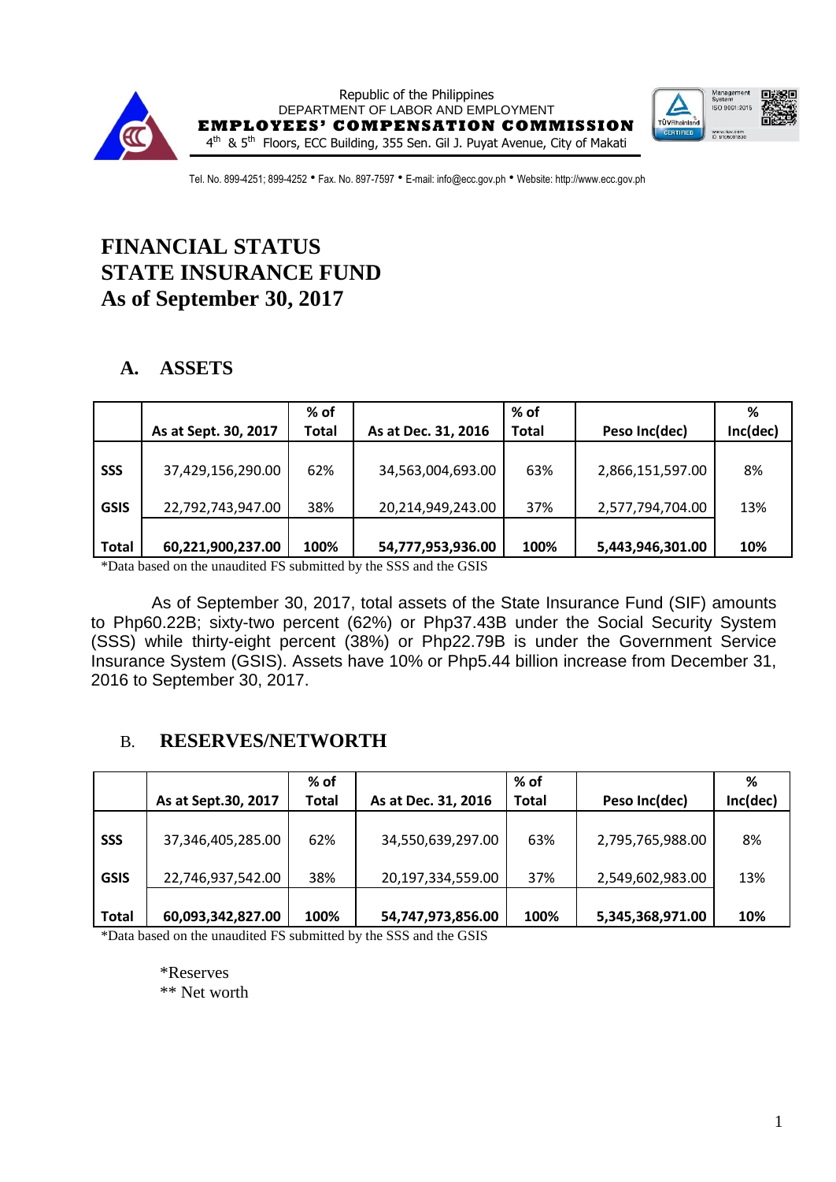Republic of the Philippines
DEPARTMENT OF LABOR AND EMPLOYMENT
**EMPLOYEES' COMPENSATION COMMISSION**
4th & 5th Floors, ECC Building, 355 Sen. Gil J. Puyat Avenue, City of Makati

Tel. No. 899-4251; 899-4252 • Fax. No. 897-7597 • E-mail: info@ecc.gov.ph • Website: http://www.ecc.gov.ph

# FINANCIAL STATUS
# STATE INSURANCE FUND
# As of September 30, 2017

## A. ASSETS

| | As at Sept. 30, 2017 | % of Total | As at Dec. 31, 2016 | % of Total | Peso Inc(dec) | % Inc(dec) |
|---|---|---|---|---|---|---|
| **SSS** | 37,429,156,290.00 | 62% | 34,563,004,693.00 | 63% | 2,866,151,597.00 | 8% |
| **GSIS** | 22,792,743,947.00 | 38% | 20,214,949,243.00 | 37% | 2,577,794,704.00 | 13% |
| **Total** | **60,221,900,237.00** | **100%** | **54,777,953,936.00** | **100%** | **5,443,946,301.00** | **10%** |

*Data based on the unaudited FS submitted by the SSS and the GSIS

As of September 30, 2017, total assets of the State Insurance Fund (SIF) amounts to Php60.22B; sixty-two percent (62%) or Php37.43B under the Social Security System (SSS) while thirty-eight percent (38%) or Php22.79B is under the Government Service Insurance System (GSIS). Assets have 10% or Php5.44 billion increase from December 31, 2016 to September 30, 2017.

## B. RESERVES/NETWORTH

| | As at Sept.30, 2017 | % of Total | As at Dec. 31, 2016 | % of Total | Peso Inc(dec) | % Inc(dec) |
|---|---|---|---|---|---|---|
| **SSS** | 37,346,405,285.00 | 62% | 34,550,639,297.00 | 63% | 2,795,765,988.00 | 8% |
| **GSIS** | 22,746,937,542.00 | 38% | 20,197,334,559.00 | 37% | 2,549,602,983.00 | 13% |
| **Total** | **60,093,342,827.00** | **100%** | **54,747,973,856.00** | **100%** | **5,345,368,971.00** | **10%** |

*Data based on the unaudited FS submitted by the SSS and the GSIS

*Reserves
** Net worth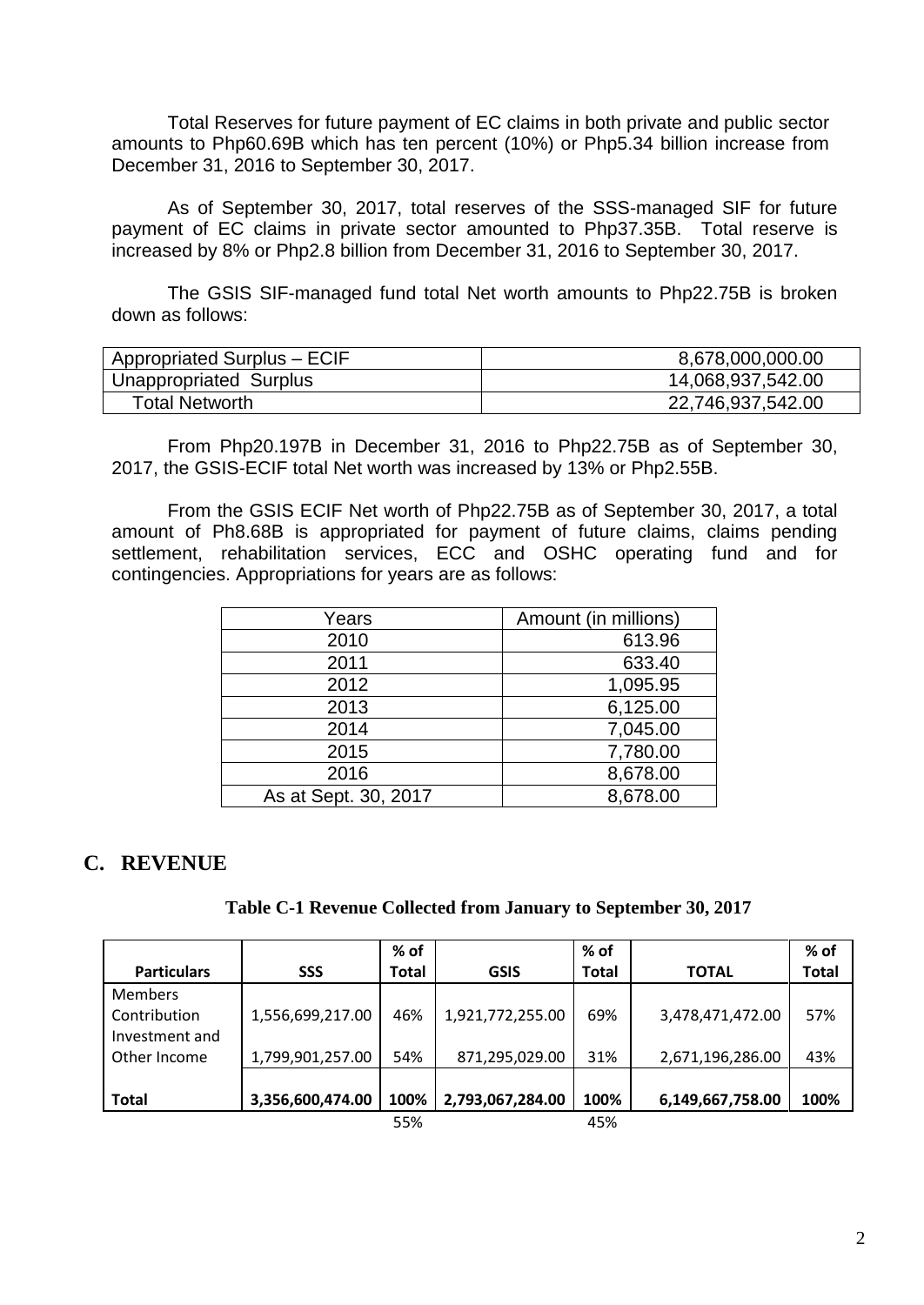Total Reserves for future payment of EC claims in both private and public sector amounts to Php60.69B which has ten percent (10%) or Php5.34 billion increase from December 31, 2016 to September 30, 2017.

As of September 30, 2017, total reserves of the SSS-managed SIF for future payment of EC claims in private sector amounted to Php37.35B. Total reserve is increased by 8% or Php2.8 billion from December 31, 2016 to September 30, 2017.

The GSIS SIF-managed fund total Net worth amounts to Php22.75B is broken down as follows:

| | |
|---|---:|
| Appropriated Surplus – ECIF | 8,678,000,000.00 |
| Unappropriated Surplus | 14,068,937,542.00 |
| Total Networth | 22,746,937,542.00 |

From Php20.197B in December 31, 2016 to Php22.75B as of September 30, 2017, the GSIS-ECIF total Net worth was increased by 13% or Php2.55B.

From the GSIS ECIF Net worth of Php22.75B as of September 30, 2017, a total amount of Ph8.68B is appropriated for payment of future claims, claims pending settlement, rehabilitation services, ECC and OSHC operating fund and for contingencies. Appropriations for years are as follows:

| Years | Amount (in millions) |
|---|---:|
| 2010 | 613.96 |
| 2011 | 633.40 |
| 2012 | 1,095.95 |
| 2013 | 6,125.00 |
| 2014 | 7,045.00 |
| 2015 | 7,780.00 |
| 2016 | 8,678.00 |
| As at Sept. 30, 2017 | 8,678.00 |

## C. REVENUE

**Table C-1 Revenue Collected from January to September 30, 2017**

| Particulars | SSS | % of Total | GSIS | % of Total | TOTAL | % of Total |
|---|---:|---:|---:|---:|---:|---:|
| Members Contribution | 1,556,699,217.00 | 46% | 1,921,772,255.00 | 69% | 3,478,471,472.00 | 57% |
| Investment and Other Income | 1,799,901,257.00 | 54% | 871,295,029.00 | 31% | 2,671,196,286.00 | 43% |
| **Total** | **3,356,600,474.00** | **100%** | **2,793,067,284.00** | **100%** | **6,149,667,758.00** | **100%** |
| | | 55% | | 45% | | |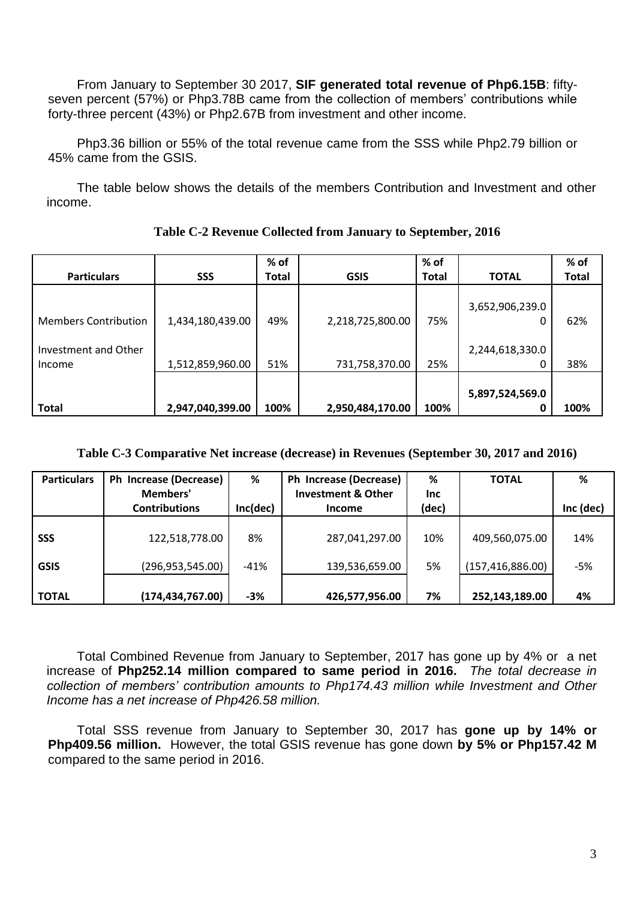From January to September 30 2017, **SIF generated total revenue of Php6.15B**: fifty-seven percent (57%) or Php3.78B came from the collection of members' contributions while forty-three percent (43%) or Php2.67B from investment and other income.

Php3.36 billion or 55% of the total revenue came from the SSS while Php2.79 billion or 45% came from the GSIS.

The table below shows the details of the members Contribution and Investment and other income.

**Table C-2 Revenue Collected from January to September, 2016**

| Particulars | SSS | % of Total | GSIS | % of Total | TOTAL | % of Total |
|---|---|---|---|---|---|---|
| Members Contribution | 1,434,180,439.00 | 49% | 2,218,725,800.00 | 75% | 3,652,906,239.00 | 62% |
| Investment and Other Income | 1,512,859,960.00 | 51% | 731,758,370.00 | 25% | 2,244,618,330.00 | 38% |
| **Total** | **2,947,040,399.00** | **100%** | **2,950,484,170.00** | **100%** | **5,897,524,569.00** | **100%** |

**Table C-3 Comparative Net increase (decrease) in Revenues (September 30, 2017 and 2016)**

| Particulars | Ph Increase (Decrease) Members' Contributions | % Inc(dec) | Ph Increase (Decrease) Investment & Other Income | % Inc (dec) | TOTAL | % Inc (dec) |
|---|---|---|---|---|---|---|
| **SSS** | 122,518,778.00 | 8% | 287,041,297.00 | 10% | 409,560,075.00 | 14% |
| **GSIS** | (296,953,545.00) | -41% | 139,536,659.00 | 5% | (157,416,886.00) | -5% |
| **TOTAL** | **(174,434,767.00)** | **-3%** | **426,577,956.00** | **7%** | **252,143,189.00** | **4%** |

Total Combined Revenue from January to September, 2017 has gone up by 4% or a net increase of **Php252.14 million compared to same period in 2016.** *The total decrease in collection of members' contribution amounts to Php174.43 million while Investment and Other Income has a net increase of Php426.58 million.*

Total SSS revenue from January to September 30, 2017 has **gone up by 14% or Php409.56 million.** However, the total GSIS revenue has gone down **by 5% or Php157.42 M** compared to the same period in 2016.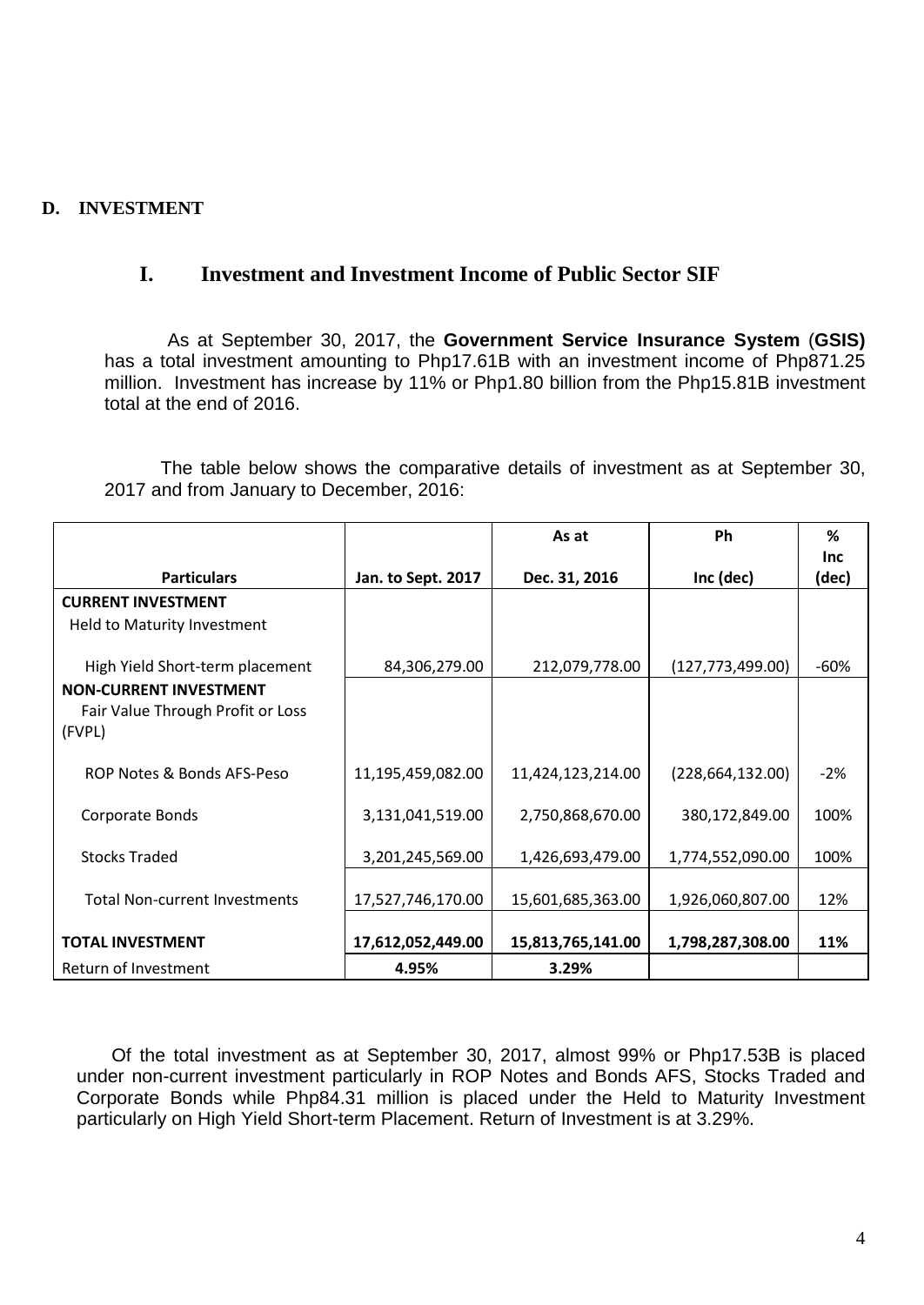**D. INVESTMENT**

## I. Investment and Investment Income of Public Sector SIF

As at September 30, 2017, the **Government Service Insurance System** (**GSIS)** has a total investment amounting to Php17.61B with an investment income of Php871.25 million. Investment has increase by 11% or Php1.80 billion from the Php15.81B investment total at the end of 2016.

The table below shows the comparative details of investment as at September 30, 2017 and from January to December, 2016:

| Particulars | Jan. to Sept. 2017 | As at Dec. 31, 2016 | Ph Inc (dec) | % Inc (dec) |
|---|---|---|---|---|
| **CURRENT INVESTMENT** | | | | |
| Held to Maturity Investment | | | | |
| High Yield Short-term placement | 84,306,279.00 | 212,079,778.00 | (127,773,499.00) | -60% |
| **NON-CURRENT INVESTMENT** | | | | |
| Fair Value Through Profit or Loss (FVPL) | | | | |
| ROP Notes & Bonds AFS-Peso | 11,195,459,082.00 | 11,424,123,214.00 | (228,664,132.00) | -2% |
| Corporate Bonds | 3,131,041,519.00 | 2,750,868,670.00 | 380,172,849.00 | 100% |
| Stocks Traded | 3,201,245,569.00 | 1,426,693,479.00 | 1,774,552,090.00 | 100% |
| Total Non-current Investments | 17,527,746,170.00 | 15,601,685,363.00 | 1,926,060,807.00 | 12% |
| **TOTAL INVESTMENT** | **17,612,052,449.00** | **15,813,765,141.00** | **1,798,287,308.00** | **11%** |
| Return of Investment | **4.95%** | **3.29%** | | |

Of the total investment as at September 30, 2017, almost 99% or Php17.53B is placed under non-current investment particularly in ROP Notes and Bonds AFS, Stocks Traded and Corporate Bonds while Php84.31 million is placed under the Held to Maturity Investment particularly on High Yield Short-term Placement. Return of Investment is at 3.29%.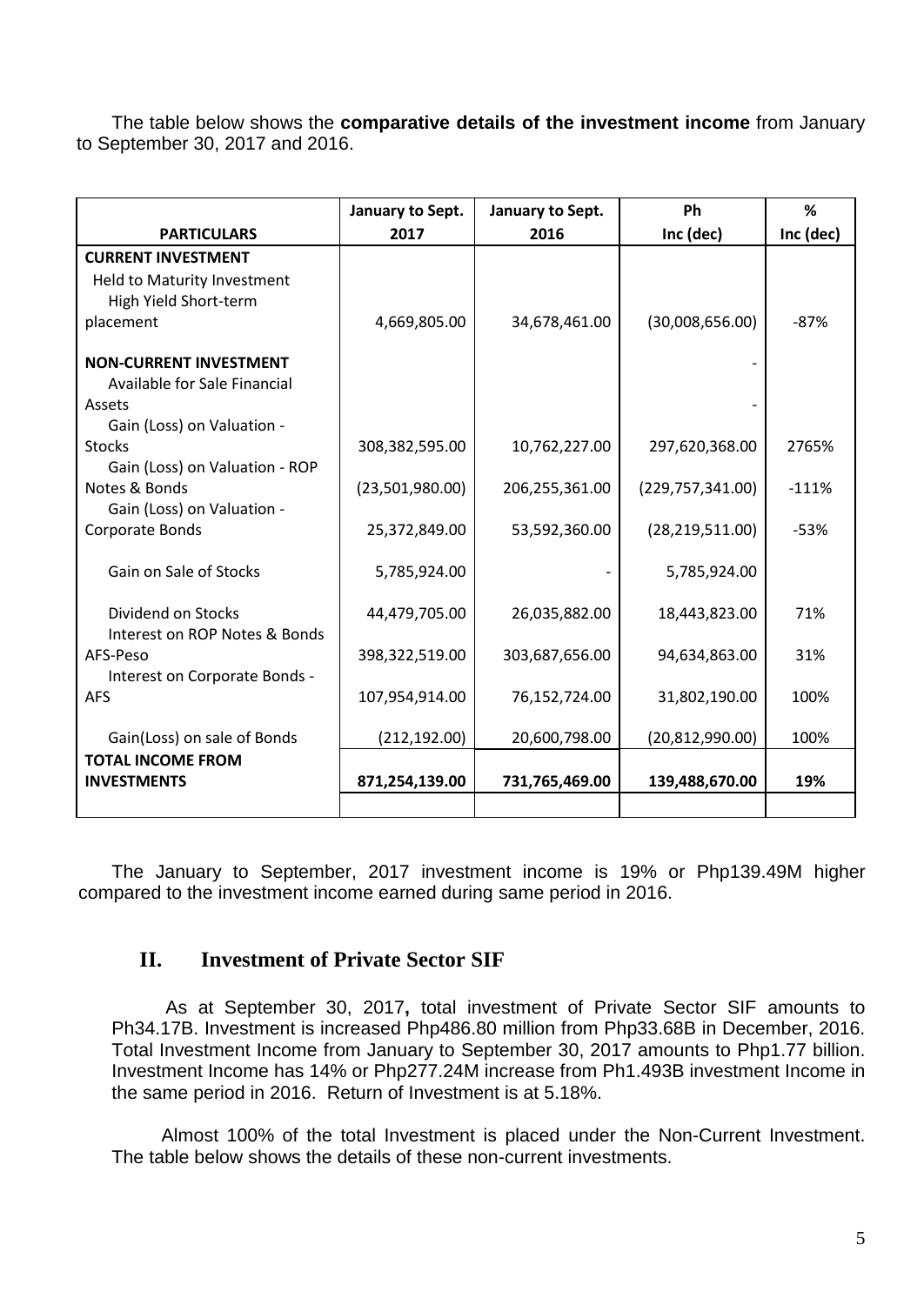The table below shows the **comparative details of the investment income** from January to September 30, 2017 and 2016.

| PARTICULARS | January to Sept. 2017 | January to Sept. 2016 | Ph Inc (dec) | % Inc (dec) |
|---|---|---|---|---|
| **CURRENT INVESTMENT** | | | | |
| Held to Maturity Investment | | | | |
| High Yield Short-term placement | 4,669,805.00 | 34,678,461.00 | (30,008,656.00) | -87% |
| **NON-CURRENT INVESTMENT** | | | - | |
| Available for Sale Financial Assets | | | - | |
| Gain (Loss) on Valuation - Stocks | 308,382,595.00 | 10,762,227.00 | 297,620,368.00 | 2765% |
| Gain (Loss) on Valuation - ROP Notes & Bonds | (23,501,980.00) | 206,255,361.00 | (229,757,341.00) | -111% |
| Gain (Loss) on Valuation - Corporate Bonds | 25,372,849.00 | 53,592,360.00 | (28,219,511.00) | -53% |
| Gain on Sale of Stocks | 5,785,924.00 | - | 5,785,924.00 | |
| Dividend on Stocks | 44,479,705.00 | 26,035,882.00 | 18,443,823.00 | 71% |
| Interest on ROP Notes & Bonds AFS-Peso | 398,322,519.00 | 303,687,656.00 | 94,634,863.00 | 31% |
| Interest on Corporate Bonds - AFS | 107,954,914.00 | 76,152,724.00 | 31,802,190.00 | 100% |
| Gain(Loss) on sale of Bonds | (212,192.00) | 20,600,798.00 | (20,812,990.00) | 100% |
| **TOTAL INCOME FROM INVESTMENTS** | **871,254,139.00** | **731,765,469.00** | **139,488,670.00** | **19%** |

The January to September, 2017 investment income is 19% or Php139.49M higher compared to the investment income earned during same period in 2016.

## II. Investment of Private Sector SIF

As at September 30, 2017**,** total investment of Private Sector SIF amounts to Ph34.17B. Investment is increased Php486.80 million from Php33.68B in December, 2016. Total Investment Income from January to September 30, 2017 amounts to Php1.77 billion. Investment Income has 14% or Php277.24M increase from Ph1.493B investment Income in the same period in 2016. Return of Investment is at 5.18%.

Almost 100% of the total Investment is placed under the Non-Current Investment. The table below shows the details of these non-current investments.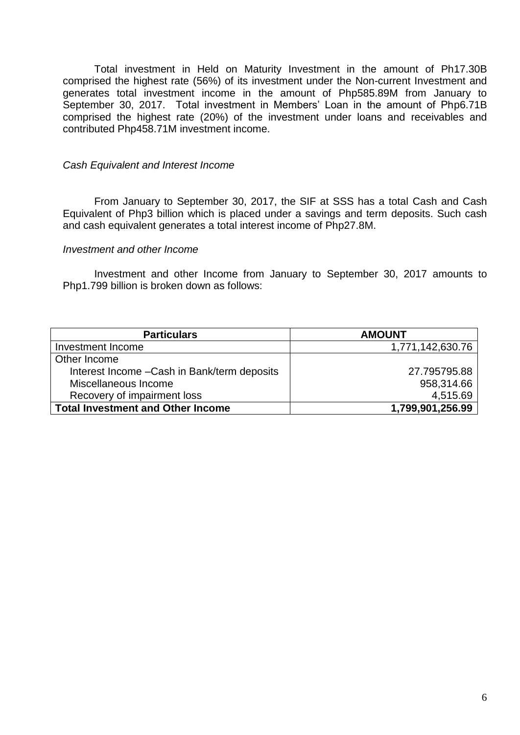Total investment in Held on Maturity Investment in the amount of Ph17.30B comprised the highest rate (56%) of its investment under the Non-current Investment and generates total investment income in the amount of Php585.89M from January to September 30, 2017. Total investment in Members' Loan in the amount of Php6.71B comprised the highest rate (20%) of the investment under loans and receivables and contributed Php458.71M investment income.

*Cash Equivalent and Interest Income*

From January to September 30, 2017, the SIF at SSS has a total Cash and Cash Equivalent of Php3 billion which is placed under a savings and term deposits. Such cash and cash equivalent generates a total interest income of Php27.8M.

*Investment and other Income*

Investment and other Income from January to September 30, 2017 amounts to Php1.799 billion is broken down as follows:

| Particulars | AMOUNT |
|---|---|
| Investment Income | 1,771,142,630.76 |
| Other Income | |
| Interest Income –Cash in Bank/term deposits | 27.795795.88 |
| Miscellaneous Income | 958,314.66 |
| Recovery of impairment loss | 4,515.69 |
| **Total Investment and Other Income** | **1,799,901,256.99** |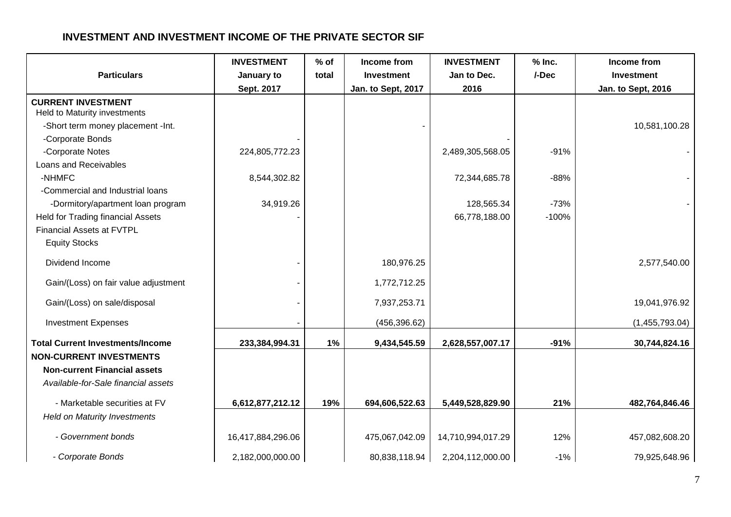**INVESTMENT AND INVESTMENT INCOME OF THE PRIVATE SECTOR SIF**

| Particulars | INVESTMENT January to Sept. 2017 | % of total | Income from Investment Jan. to Sept, 2017 | INVESTMENT Jan to Dec. 2016 | % Inc. /-Dec | Income from Investment Jan. to Sept, 2016 |
|---|---|---|---|---|---|---|
| **CURRENT INVESTMENT** | | | | | | |
| Held to Maturity investments | | | | | | |
| -Short term money placement -Int. | | | - | | | 10,581,100.28 |
| -Corporate Bonds | - | | | - | | |
| -Corporate Notes | 224,805,772.23 | | | 2,489,305,568.05 | -91% | - |
| Loans and Receivables | | | | | | |
| -NHMFC | 8,544,302.82 | | | 72,344,685.78 | -88% | - |
| -Commercial and Industrial loans | | | | | | |
| -Dormitory/apartment loan program | 34,919.26 | | | 128,565.34 | -73% | - |
| Held for Trading financial Assets | - | | | 66,778,188.00 | -100% | |
| Financial Assets at FVTPL | | | | | | |
| Equity Stocks | | | | | | |
| Dividend Income | - | | 180,976.25 | | | 2,577,540.00 |
| Gain/(Loss) on fair value adjustment | - | | 1,772,712.25 | | | |
| Gain/(Loss) on sale/disposal | - | | 7,937,253.71 | | | 19,041,976.92 |
| Investment Expenses | - | | (456,396.62) | | | (1,455,793.04) |
| **Total Current Investments/Income** | **233,384,994.31** | **1%** | **9,434,545.59** | **2,628,557,007.17** | **-91%** | **30,744,824.16** |
| **NON-CURRENT INVESTMENTS** | | | | | | |
| **Non-current Financial assets** | | | | | | |
| *Available-for-Sale financial assets* | | | | | | |
| - Marketable securities at FV | **6,612,877,212.12** | **19%** | **694,606,522.63** | **5,449,528,829.90** | **21%** | **482,764,846.46** |
| *Held on Maturity Investments* | | | | | | |
| *- Government bonds* | 16,417,884,296.06 | | 475,067,042.09 | 14,710,994,017.29 | 12% | 457,082,608.20 |
| *- Corporate Bonds* | 2,182,000,000.00 | | 80,838,118.94 | 2,204,112,000.00 | -1% | 79,925,648.96 |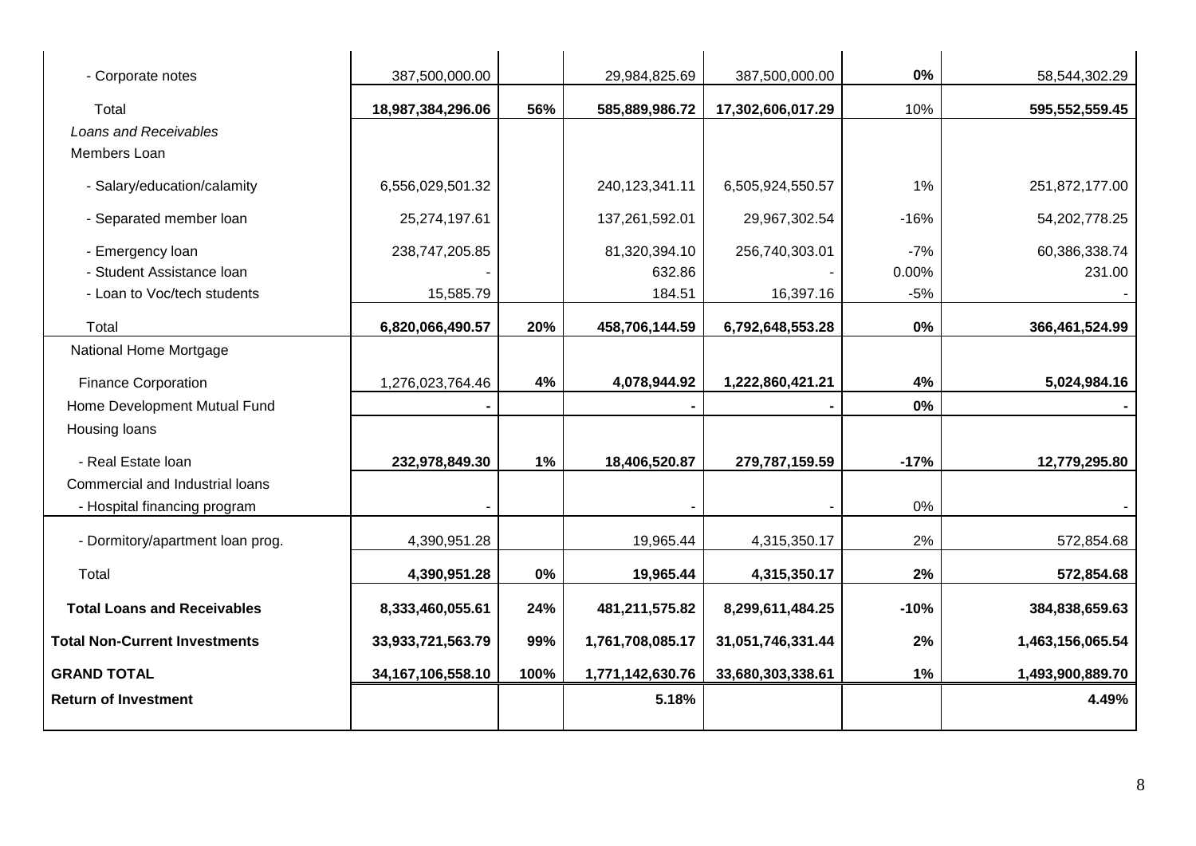| | | | | | | |
|---|---|---|---|---|---|---|
| - Corporate notes | 387,500,000.00 | | 29,984,825.69 | 387,500,000.00 | **0%** | 58,544,302.29 |
| Total | **18,987,384,296.06** | **56%** | **585,889,986.72** | **17,302,606,017.29** | 10% | **595,552,559.45** |
| *Loans and Receivables* | | | | | | |
| Members Loan | | | | | | |
| - Salary/education/calamity | 6,556,029,501.32 | | 240,123,341.11 | 6,505,924,550.57 | 1% | 251,872,177.00 |
| - Separated member loan | 25,274,197.61 | | 137,261,592.01 | 29,967,302.54 | -16% | 54,202,778.25 |
| - Emergency loan | 238,747,205.85 | | 81,320,394.10 | 256,740,303.01 | -7% | 60,386,338.74 |
| - Student Assistance loan | - | | 632.86 | - | 0.00% | 231.00 |
| - Loan to Voc/tech students | 15,585.79 | | 184.51 | 16,397.16 | -5% | - |
| Total | **6,820,066,490.57** | **20%** | **458,706,144.59** | **6,792,648,553.28** | **0%** | **366,461,524.99** |
| National Home Mortgage | | | | | | |
| Finance Corporation | 1,276,023,764.46 | **4%** | **4,078,944.92** | **1,222,860,421.21** | **4%** | **5,024,984.16** |
| Home Development Mutual Fund | **-** | | **-** | **-** | **0%** | **-** |
| Housing loans | | | | | | |
| - Real Estate loan | **232,978,849.30** | **1%** | **18,406,520.87** | **279,787,159.59** | **-17%** | **12,779,295.80** |
| Commercial and Industrial loans | | | | | | |
| - Hospital financing program | - | | - | - | 0% | - |
| - Dormitory/apartment loan prog. | 4,390,951.28 | | 19,965.44 | 4,315,350.17 | 2% | 572,854.68 |
| Total | **4,390,951.28** | **0%** | **19,965.44** | **4,315,350.17** | **2%** | **572,854.68** |
| **Total Loans and Receivables** | **8,333,460,055.61** | **24%** | **481,211,575.82** | **8,299,611,484.25** | **-10%** | **384,838,659.63** |
| **Total Non-Current Investments** | **33,933,721,563.79** | **99%** | **1,761,708,085.17** | **31,051,746,331.44** | **2%** | **1,463,156,065.54** |
| **GRAND TOTAL** | **34,167,106,558.10** | **100%** | **1,771,142,630.76** | **33,680,303,338.61** | **1%** | **1,493,900,889.70** |
| **Return of Investment** | | | **5.18%** | | | **4.49%** |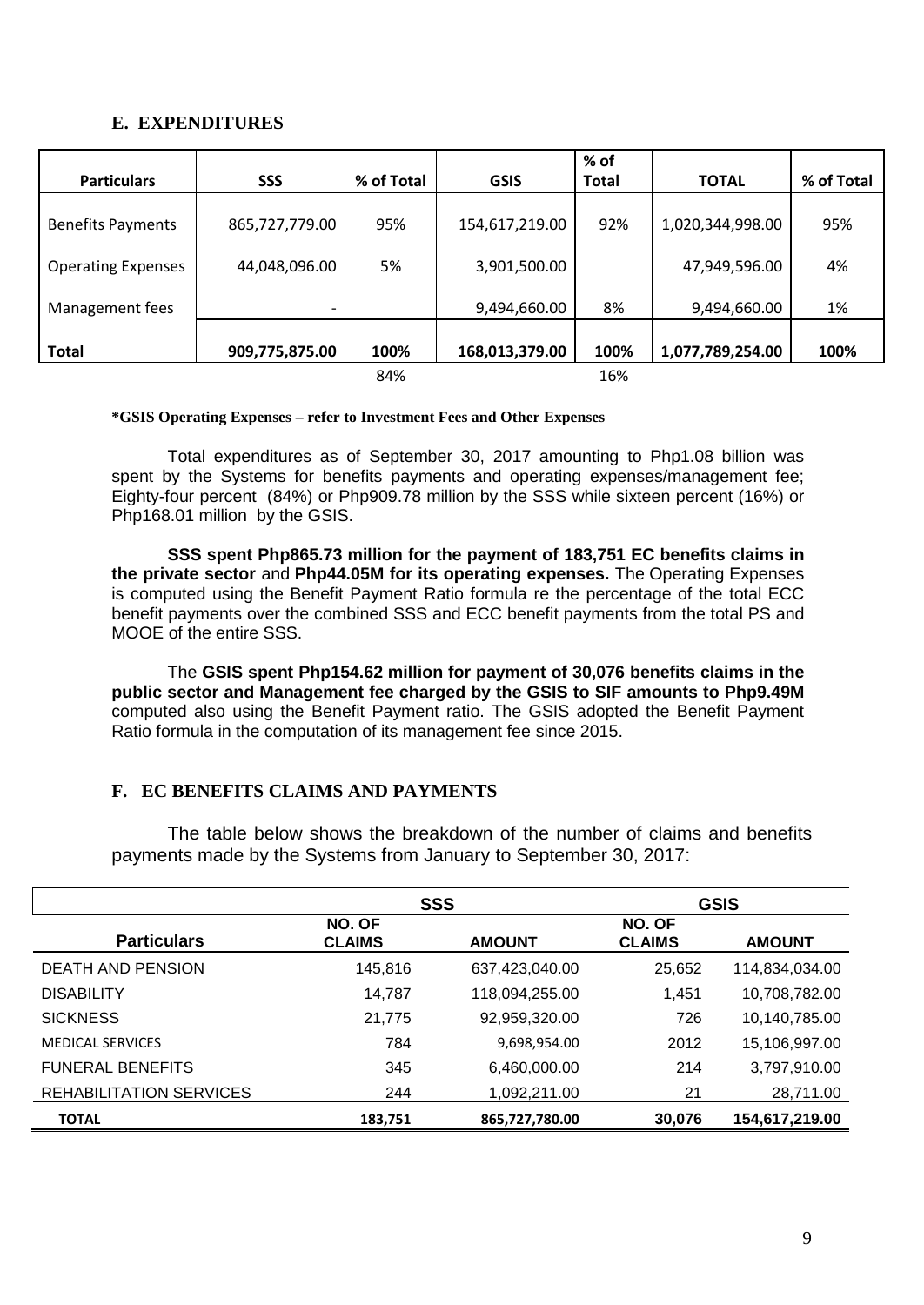## E. EXPENDITURES

| Particulars | SSS | % of Total | GSIS | % of Total | TOTAL | % of Total |
|---|---|---|---|---|---|---|
| Benefits Payments | 865,727,779.00 | 95% | 154,617,219.00 | 92% | 1,020,344,998.00 | 95% |
| Operating Expenses | 44,048,096.00 | 5% | 3,901,500.00 | | 47,949,596.00 | 4% |
| Management fees | - | | 9,494,660.00 | 8% | 9,494,660.00 | 1% |
| **Total** | **909,775,875.00** | **100%** | **168,013,379.00** | **100%** | **1,077,789,254.00** | **100%** |
| | | 84% | | 16% | | |

***GSIS Operating Expenses – refer to Investment Fees and Other Expenses**

Total expenditures as of September 30, 2017 amounting to Php1.08 billion was spent by the Systems for benefits payments and operating expenses/management fee; Eighty-four percent (84%) or Php909.78 million by the SSS while sixteen percent (16%) or Php168.01 million by the GSIS.

**SSS spent Php865.73 million for the payment of 183,751 EC benefits claims in the private sector** and **Php44.05M for its operating expenses.** The Operating Expenses is computed using the Benefit Payment Ratio formula re the percentage of the total ECC benefit payments over the combined SSS and ECC benefit payments from the total PS and MOOE of the entire SSS.

The **GSIS spent Php154.62 million for payment of 30,076 benefits claims in the public sector and Management fee charged by the GSIS to SIF amounts to Php9.49M** computed also using the Benefit Payment ratio. The GSIS adopted the Benefit Payment Ratio formula in the computation of its management fee since 2015.

## F. EC BENEFITS CLAIMS AND PAYMENTS

The table below shows the breakdown of the number of claims and benefits payments made by the Systems from January to September 30, 2017:

| | SSS | | GSIS | |
|---|---|---|---|---|
| **Particulars** | **NO. OF CLAIMS** | **AMOUNT** | **NO. OF CLAIMS** | **AMOUNT** |
| DEATH AND PENSION | 145,816 | 637,423,040.00 | 25,652 | 114,834,034.00 |
| DISABILITY | 14,787 | 118,094,255.00 | 1,451 | 10,708,782.00 |
| SICKNESS | 21,775 | 92,959,320.00 | 726 | 10,140,785.00 |
| MEDICAL SERVICES | 784 | 9,698,954.00 | 2012 | 15,106,997.00 |
| FUNERAL BENEFITS | 345 | 6,460,000.00 | 214 | 3,797,910.00 |
| REHABILITATION SERVICES | 244 | 1,092,211.00 | 21 | 28,711.00 |
| **TOTAL** | **183,751** | **865,727,780.00** | **30,076** | **154,617,219.00** |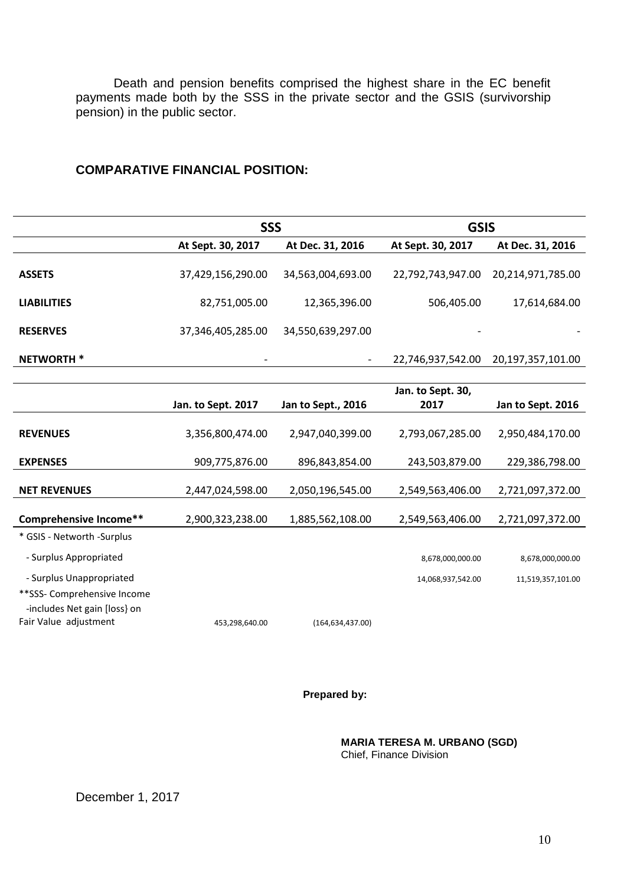Death and pension benefits comprised the highest share in the EC benefit payments made both by the SSS in the private sector and the GSIS (survivorship pension) in the public sector.

## COMPARATIVE FINANCIAL POSITION:

| | SSS | | GSIS | |
|---|---|---|---|---|
| | **At Sept. 30, 2017** | **At Dec. 31, 2016** | **At Sept. 30, 2017** | **At Dec. 31, 2016** |
| **ASSETS** | 37,429,156,290.00 | 34,563,004,693.00 | 22,792,743,947.00 | 20,214,971,785.00 |
| **LIABILITIES** | 82,751,005.00 | 12,365,396.00 | 506,405.00 | 17,614,684.00 |
| **RESERVES** | 37,346,405,285.00 | 34,550,639,297.00 | - | - |
| **NETWORTH *** | - | - | 22,746,937,542.00 | 20,197,357,101.00 |
| | **Jan. to Sept. 2017** | **Jan to Sept., 2016** | **Jan. to Sept. 30, 2017** | **Jan to Sept. 2016** |
| **REVENUES** | 3,356,800,474.00 | 2,947,040,399.00 | 2,793,067,285.00 | 2,950,484,170.00 |
| **EXPENSES** | 909,775,876.00 | 896,843,854.00 | 243,503,879.00 | 229,386,798.00 |
| **NET REVENUES** | 2,447,024,598.00 | 2,050,196,545.00 | 2,549,563,406.00 | 2,721,097,372.00 |
| **Comprehensive Income**** | 2,900,323,238.00 | 1,885,562,108.00 | 2,549,563,406.00 | 2,721,097,372.00 |
| * GSIS - Networth -Surplus | | | | |
| - Surplus Appropriated | | | 8,678,000,000.00 | 8,678,000,000.00 |
| - Surplus Unappropriated | | | 14,068,937,542.00 | 11,519,357,101.00 |
| **SSS- Comprehensive Income -includes Net gain [loss} on Fair Value adjustment | 453,298,640.00 | (164,634,437.00) | | |

**Prepared by:**

**MARIA TERESA M. URBANO (SGD)**
Chief, Finance Division

December 1, 2017